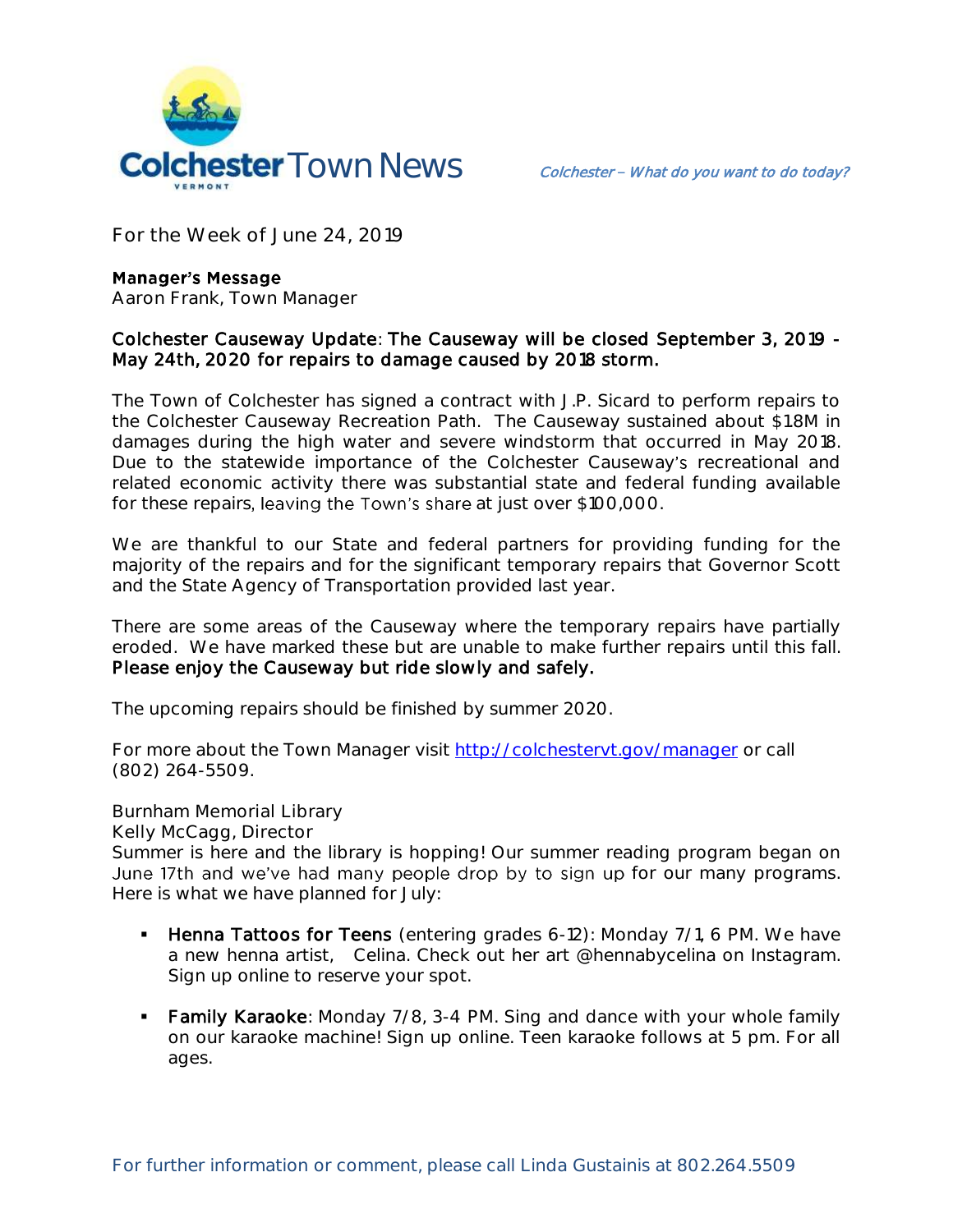# Colchester Town News

*Colchester – What do you want to do today?*

For the Week of June 24, 2019

**Manager's Message**
Aaron Frank, Town Manager

**Colchester Causeway Update: The Causeway will be closed September 3, 2019 - May 24th, 2020 for repairs to damage caused by 2018 storm.**

The Town of Colchester has signed a contract with J.P. Sicard to perform repairs to the Colchester Causeway Recreation Path. The Causeway sustained about $1.8M in damages during the high water and severe windstorm that occurred in May 2018. Due to the statewide importance of the Colchester Causeway's recreational and related economic activity there was substantial state and federal funding available for these repairs, leaving the Town's share at just over $100,000.

We are thankful to our State and federal partners for providing funding for the majority of the repairs and for the significant temporary repairs that Governor Scott and the State Agency of Transportation provided last year.

There are some areas of the Causeway where the temporary repairs have partially eroded. We have marked these but are unable to make further repairs until this fall. **Please enjoy the Causeway but ride slowly and safely.**

The upcoming repairs should be finished by summer 2020.

For more about the Town Manager visit [http://colchestervt.gov/manager](http://colchestervt.gov/manager) or call (802) 264-5509.

Burnham Memorial Library
Kelly McCagg, Director
Summer is here and the library is hopping! Our summer reading program began on June 17th and we've had many people drop by to sign up for our many programs. Here is what we have planned for July:

- **Henna Tattoos for Teens** (entering grades 6-12): Monday 7/1, 6 PM. We have a new henna artist, Celina. Check out her art @hennabycelina on Instagram. Sign up online to reserve your spot.
- **Family Karaoke**: Monday 7/8, 3-4 PM. Sing and dance with your whole family on our karaoke machine! Sign up online. Teen karaoke follows at 5 pm. For all ages.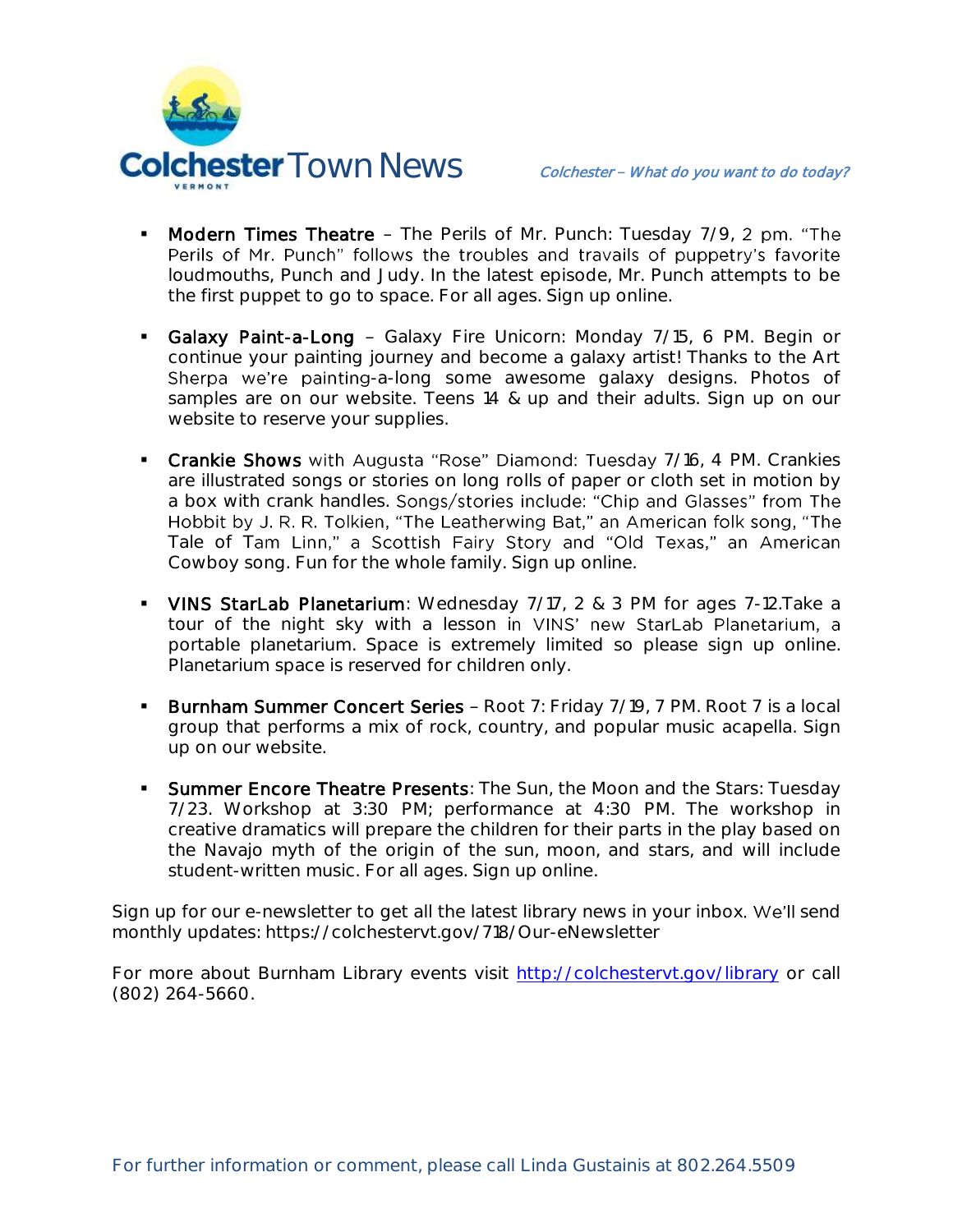- **Modern Times Theatre** – The Perils of Mr. Punch: Tuesday 7/9, 2 pm. "The Perils of Mr. Punch" follows the troubles and travails of puppetry's favorite loudmouths, Punch and Judy. In the latest episode, Mr. Punch attempts to be the first puppet to go to space. For all ages. Sign up online.

- **Galaxy Paint-a-Long** – Galaxy Fire Unicorn: Monday 7/15, 6 PM. Begin or continue your painting journey and become a galaxy artist! Thanks to the Art Sherpa we're painting-a-long some awesome galaxy designs. Photos of samples are on our website. Teens 14 & up and their adults. Sign up on our website to reserve your supplies.

- **Crankie Shows** with Augusta "Rose" Diamond: Tuesday 7/16, 4 PM. Crankies are illustrated songs or stories on long rolls of paper or cloth set in motion by a box with crank handles. Songs/stories include: "Chip and Glasses" from The Hobbit by J. R. R. Tolkien, "The Leatherwing Bat," an American folk song, "The Tale of Tam Linn," a Scottish Fairy Story and "Old Texas," an American Cowboy song. Fun for the whole family. Sign up online.

- **VINS StarLab Planetarium**: Wednesday 7/17, 2 & 3 PM for ages 7-12.Take a tour of the night sky with a lesson in VINS' new StarLab Planetarium, a portable planetarium. Space is extremely limited so please sign up online. Planetarium space is reserved for children only.

- **Burnham Summer Concert Series** – Root 7: Friday 7/19, 7 PM. Root 7 is a local group that performs a mix of rock, country, and popular music acapella. Sign up on our website.

- **Summer Encore Theatre Presents**: The Sun, the Moon and the Stars: Tuesday 7/23. Workshop at 3:30 PM; performance at 4:30 PM. The workshop in creative dramatics will prepare the children for their parts in the play based on the Navajo myth of the origin of the sun, moon, and stars, and will include student-written music. For all ages. Sign up online.

Sign up for our e-newsletter to get all the latest library news in your inbox. We'll send monthly updates: https://colchestervt.gov/718/Our-eNewsletter

For more about Burnham Library events visit [http://colchestervt.gov/library](http://colchestervt.gov/library) or call (802) 264-5660.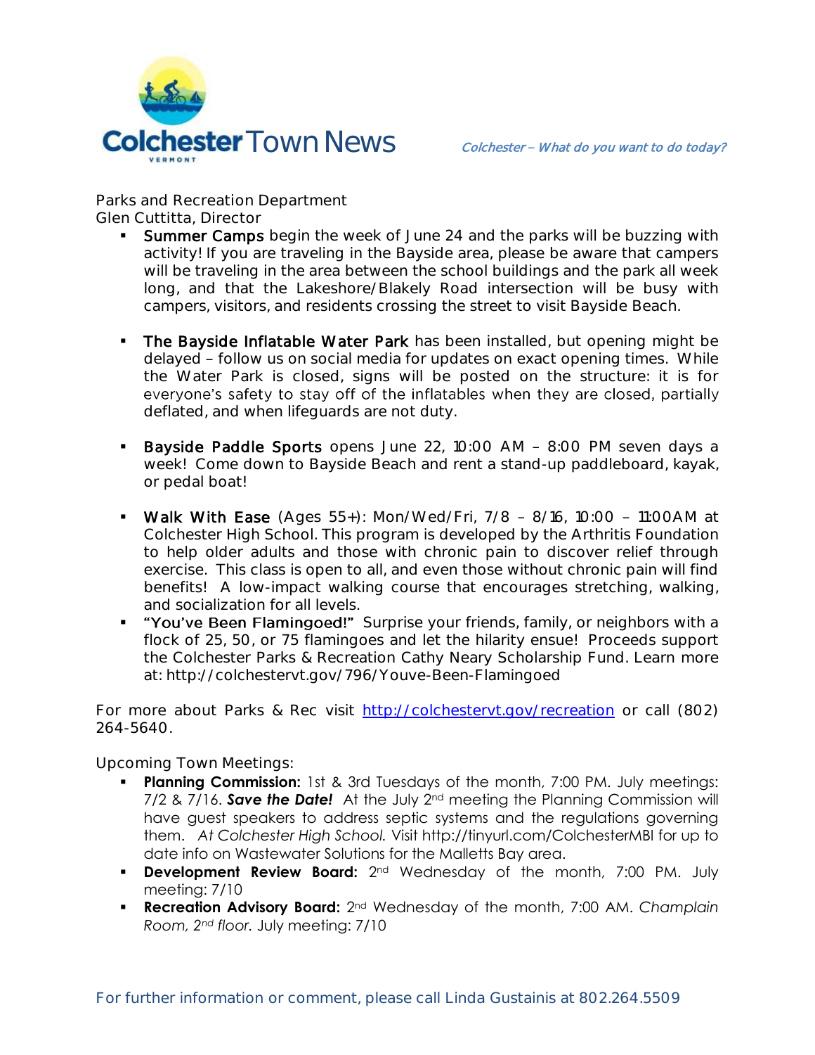Parks and Recreation Department
Glen Cuttitta, Director

- **Summer Camps** begin the week of June 24 and the parks will be buzzing with activity! If you are traveling in the Bayside area, please be aware that campers will be traveling in the area between the school buildings and the park all week long, and that the Lakeshore/Blakely Road intersection will be busy with campers, visitors, and residents crossing the street to visit Bayside Beach.

- **The Bayside Inflatable Water Park** has been installed, but opening might be delayed – follow us on social media for updates on exact opening times. While the Water Park is closed, signs will be posted on the structure: it is for everyone's safety to stay off of the inflatables when they are closed, partially deflated, and when lifeguards are not duty.

- **Bayside Paddle Sports** opens June 22, 10:00 AM – 8:00 PM seven days a week! Come down to Bayside Beach and rent a stand-up paddleboard, kayak, or pedal boat!

- **Walk With Ease** (Ages 55+): Mon/Wed/Fri, 7/8 – 8/16, 10:00 – 11:00AM at Colchester High School. This program is developed by the Arthritis Foundation to help older adults and those with chronic pain to discover relief through exercise. This class is open to all, and even those without chronic pain will find benefits! A low-impact walking course that encourages stretching, walking, and socialization for all levels.
- **"You've Been Flamingoed!"** Surprise your friends, family, or neighbors with a flock of 25, 50, or 75 flamingoes and let the hilarity ensue! Proceeds support the Colchester Parks & Recreation Cathy Neary Scholarship Fund. Learn more at: http://colchestervt.gov/796/Youve-Been-Flamingoed

For more about Parks & Rec visit http://colchestervt.gov/recreation or call (802) 264-5640.

Upcoming Town Meetings:

- **Planning Commission:** 1st & 3rd Tuesdays of the month, 7:00 PM. July meetings: 7/2 & 7/16. ***Save the Date!*** At the July 2nd meeting the Planning Commission will have guest speakers to address septic systems and the regulations governing them. *At Colchester High School.* Visit http://tinyurl.com/ColchesterMBI for up to date info on Wastewater Solutions for the Malletts Bay area.
- **Development Review Board:** 2nd Wednesday of the month, 7:00 PM. July meeting: 7/10
- **Recreation Advisory Board:** 2nd Wednesday of the month, 7:00 AM. *Champlain Room, 2nd floor.* July meeting: 7/10

For further information or comment, please call Linda Gustainis at 802.264.5509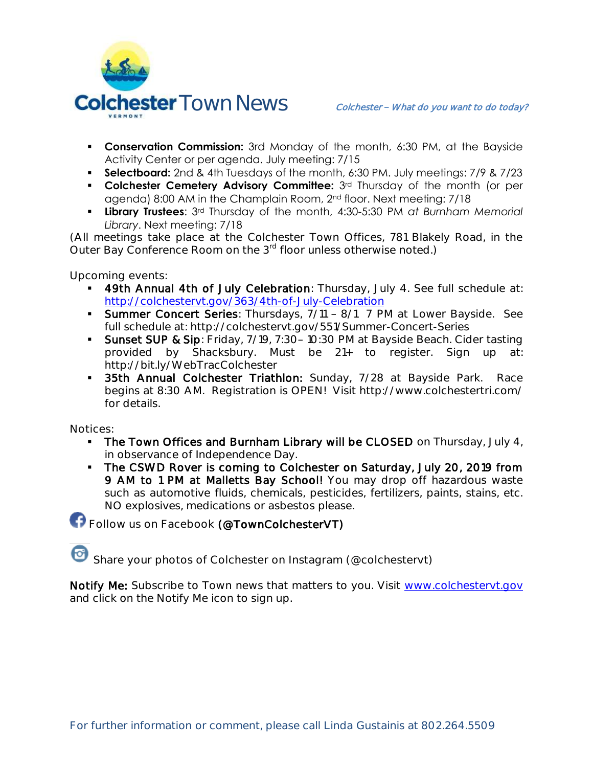- **Conservation Commission:** 3rd Monday of the month, 6:30 PM, at the Bayside Activity Center or per agenda. July meeting: 7/15
- **Selectboard:** 2nd & 4th Tuesdays of the month, 6:30 PM. July meetings: 7/9 & 7/23
- **Colchester Cemetery Advisory Committee:** 3rd Thursday of the month (or per agenda) 8:00 AM in the Champlain Room, 2nd floor. Next meeting: 7/18
- **Library Trustees**: 3rd Thursday of the month, 4:30-5:30 PM *at Burnham Memorial Library*. Next meeting: 7/18

(All meetings take place at the Colchester Town Offices, 781 Blakely Road, in the Outer Bay Conference Room on the 3rd floor unless otherwise noted.)

Upcoming events:

- **49th Annual 4th of July Celebration**: Thursday, July 4. See full schedule at: http://colchestervt.gov/363/4th-of-July-Celebration
- **Summer Concert Series**: Thursdays, 7/11 – 8/1 7 PM at Lower Bayside. See full schedule at: http://colchestervt.gov/551/Summer-Concert-Series
- **Sunset SUP & Sip**: Friday, 7/19, 7:30 – 10:30 PM at Bayside Beach. Cider tasting provided by Shacksbury. Must be 21+ to register. Sign up at: http://bit.ly/WebTracColchester
- **35th Annual Colchester Triathlon:** Sunday, 7/28 at Bayside Park. Race begins at 8:30 AM. Registration is OPEN! Visit http://www.colchestertri.com/ for details.

Notices:

- **The Town Offices and Burnham Library will be CLOSED** on Thursday, July 4, in observance of Independence Day.
- **The CSWD Rover is coming to Colchester on Saturday, July 20, 2019 from 9 AM to 1 PM at Malletts Bay School!** You may drop off hazardous waste such as automotive fluids, chemicals, pesticides, fertilizers, paints, stains, etc. NO explosives, medications or asbestos please.

Follow us on Facebook **(@TownColchesterVT)**

Share your photos of Colchester on Instagram (@colchestervt)

**Notify Me:** Subscribe to Town news that matters to you. Visit www.colchestervt.gov and click on the Notify Me icon to sign up.